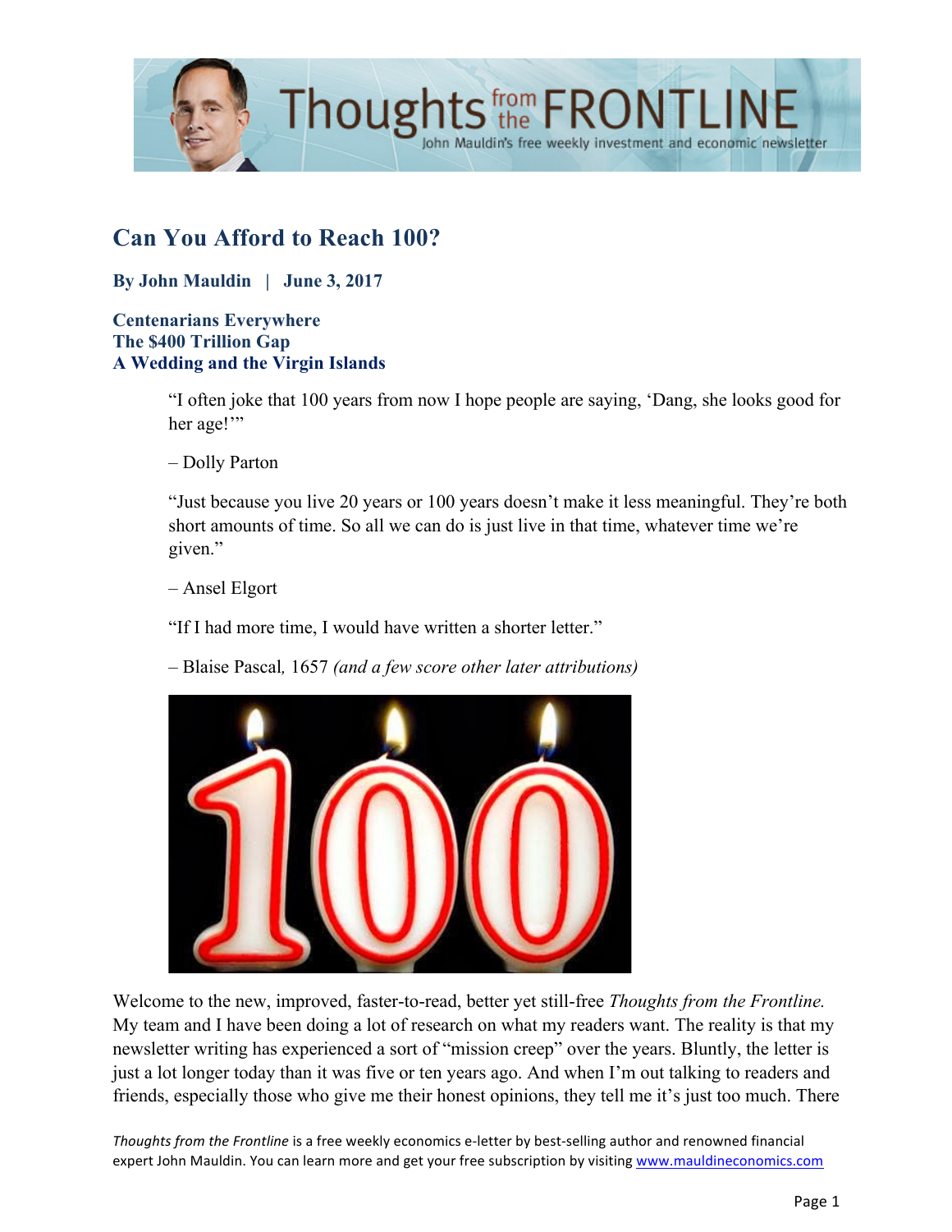# Can You Afford to Reach 100?

**By John Mauldin | June 3, 2017**

**Centenarians Everywhere**
**The $400 Trillion Gap**
**A Wedding and the Virgin Islands**

> "I often joke that 100 years from now I hope people are saying, 'Dang, she looks good for her age!'"
>
> – Dolly Parton
>
> "Just because you live 20 years or 100 years doesn't make it less meaningful. They're both short amounts of time. So all we can do is just live in that time, whatever time we're given."
>
> – Ansel Elgort
>
> "If I had more time, I would have written a shorter letter."
>
> – Blaise Pascal, 1657 *(and a few score other later attributions)*

Welcome to the new, improved, faster-to-read, better yet still-free *Thoughts from the Frontline.* My team and I have been doing a lot of research on what my readers want. The reality is that my newsletter writing has experienced a sort of "mission creep" over the years. Bluntly, the letter is just a lot longer today than it was five or ten years ago. And when I'm out talking to readers and friends, especially those who give me their honest opinions, they tell me it's just too much. There

*Thoughts from the Frontline* is a free weekly economics e-letter by best-selling author and renowned financial expert John Mauldin. You can learn more and get your free subscription by visiting www.mauldineconomics.com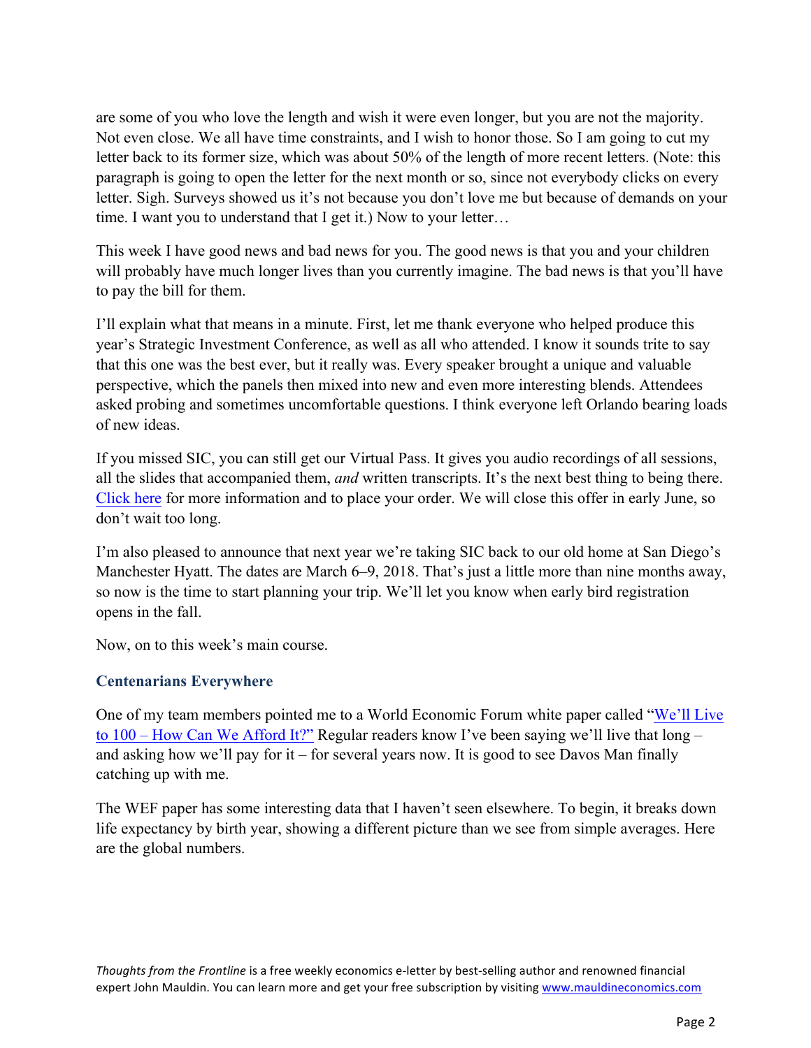are some of you who love the length and wish it were even longer, but you are not the majority. Not even close. We all have time constraints, and I wish to honor those. So I am going to cut my letter back to its former size, which was about 50% of the length of more recent letters. (Note: this paragraph is going to open the letter for the next month or so, since not everybody clicks on every letter. Sigh. Surveys showed us it's not because you don't love me but because of demands on your time. I want you to understand that I get it.) Now to your letter…

This week I have good news and bad news for you. The good news is that you and your children will probably have much longer lives than you currently imagine. The bad news is that you'll have to pay the bill for them.

I'll explain what that means in a minute. First, let me thank everyone who helped produce this year's Strategic Investment Conference, as well as all who attended. I know it sounds trite to say that this one was the best ever, but it really was. Every speaker brought a unique and valuable perspective, which the panels then mixed into new and even more interesting blends. Attendees asked probing and sometimes uncomfortable questions. I think everyone left Orlando bearing loads of new ideas.

If you missed SIC, you can still get our Virtual Pass. It gives you audio recordings of all sessions, all the slides that accompanied them, *and* written transcripts. It's the next best thing to being there. Click here for more information and to place your order. We will close this offer in early June, so don't wait too long.

I'm also pleased to announce that next year we're taking SIC back to our old home at San Diego's Manchester Hyatt. The dates are March 6–9, 2018. That's just a little more than nine months away, so now is the time to start planning your trip. We'll let you know when early bird registration opens in the fall.

Now, on to this week's main course.

### Centenarians Everywhere

One of my team members pointed me to a World Economic Forum white paper called "We'll Live to 100 – How Can We Afford It?" Regular readers know I've been saying we'll live that long – and asking how we'll pay for it – for several years now. It is good to see Davos Man finally catching up with me.

The WEF paper has some interesting data that I haven't seen elsewhere. To begin, it breaks down life expectancy by birth year, showing a different picture than we see from simple averages. Here are the global numbers.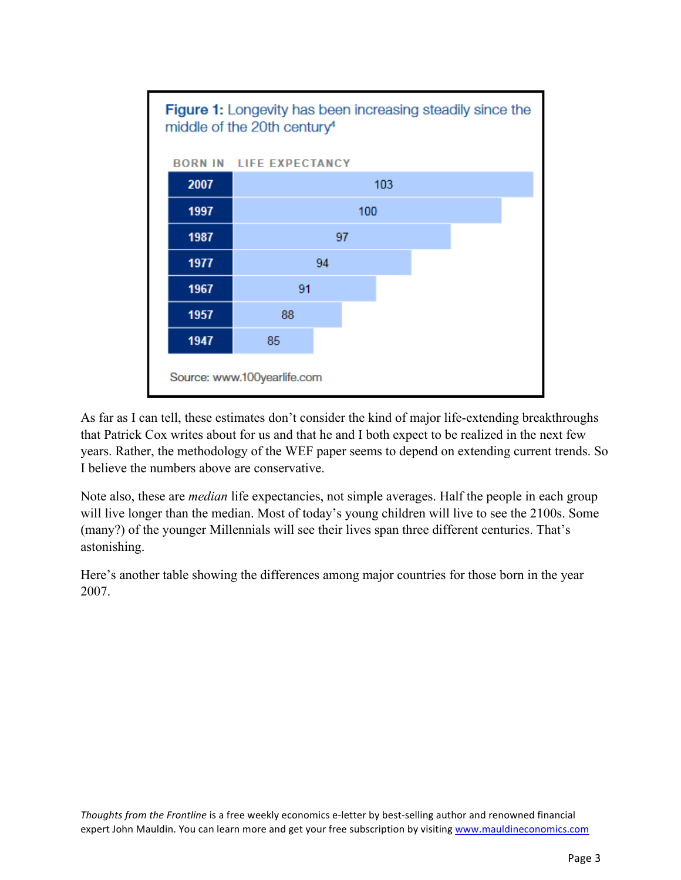**Figure 1:** Longevity has been increasing steadily since the middle of the 20th century[4]

| BORN IN | LIFE EXPECTANCY |
| --- | --- |
| 2007 | 103 |
| 1997 | 100 |
| 1987 | 97 |
| 1977 | 94 |
| 1967 | 91 |
| 1957 | 88 |
| 1947 | 85 |

Source: www.100yearlife.com

As far as I can tell, these estimates don't consider the kind of major life-extending breakthroughs that Patrick Cox writes about for us and that he and I both expect to be realized in the next few years. Rather, the methodology of the WEF paper seems to depend on extending current trends. So I believe the numbers above are conservative.

Note also, these are *median* life expectancies, not simple averages. Half the people in each group will live longer than the median. Most of today's young children will live to see the 2100s. Some (many?) of the younger Millennials will see their lives span three different centuries. That's astonishing.

Here's another table showing the differences among major countries for those born in the year 2007.

*Thoughts from the Frontline* is a free weekly economics e-letter by best-selling author and renowned financial expert John Mauldin. You can learn more and get your free subscription by visiting www.mauldineconomics.com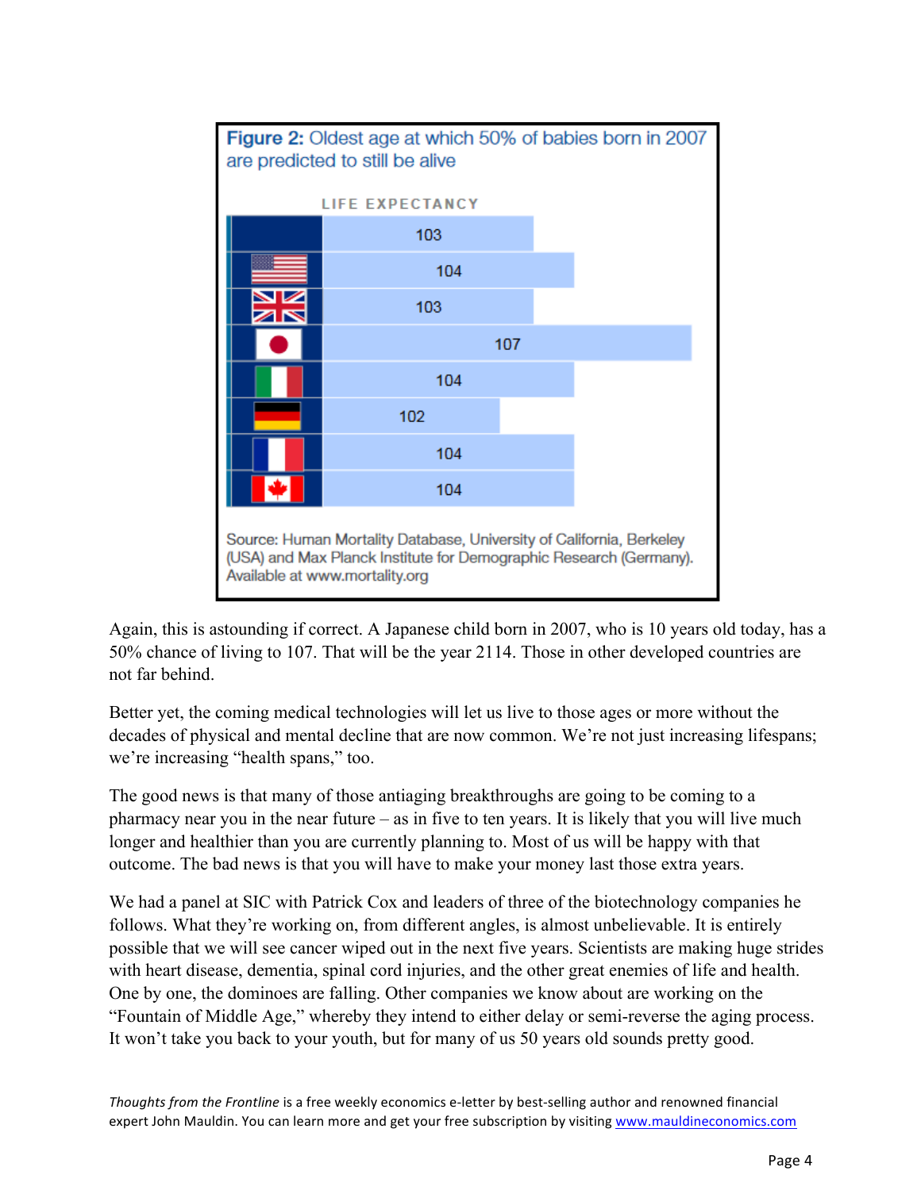**Figure 2:** Oldest age at which 50% of babies born in 2007 are predicted to still be alive

| | LIFE EXPECTANCY |
|---|---|
| | 103 |
| United States | 104 |
| United Kingdom | 103 |
| Japan | 107 |
| Italy | 104 |
| Germany | 102 |
| France | 104 |
| Canada | 104 |

Source: Human Mortality Database, University of California, Berkeley (USA) and Max Planck Institute for Demographic Research (Germany). Available at www.mortality.org

Again, this is astounding if correct. A Japanese child born in 2007, who is 10 years old today, has a 50% chance of living to 107. That will be the year 2114. Those in other developed countries are not far behind.

Better yet, the coming medical technologies will let us live to those ages or more without the decades of physical and mental decline that are now common. We're not just increasing lifespans; we're increasing "health spans," too.

The good news is that many of those antiaging breakthroughs are going to be coming to a pharmacy near you in the near future – as in five to ten years. It is likely that you will live much longer and healthier than you are currently planning to. Most of us will be happy with that outcome. The bad news is that you will have to make your money last those extra years.

We had a panel at SIC with Patrick Cox and leaders of three of the biotechnology companies he follows. What they're working on, from different angles, is almost unbelievable. It is entirely possible that we will see cancer wiped out in the next five years. Scientists are making huge strides with heart disease, dementia, spinal cord injuries, and the other great enemies of life and health. One by one, the dominoes are falling. Other companies we know about are working on the "Fountain of Middle Age," whereby they intend to either delay or semi-reverse the aging process. It won't take you back to your youth, but for many of us 50 years old sounds pretty good.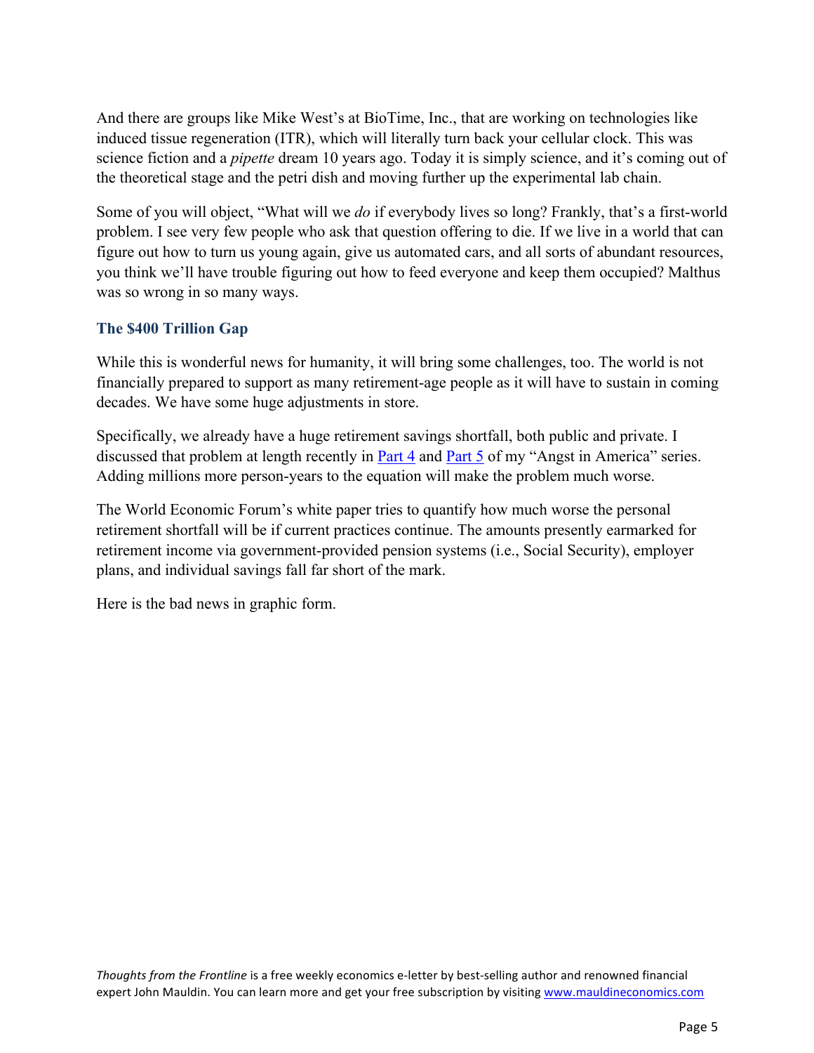And there are groups like Mike West's at BioTime, Inc., that are working on technologies like induced tissue regeneration (ITR), which will literally turn back your cellular clock. This was science fiction and a *pipette* dream 10 years ago. Today it is simply science, and it's coming out of the theoretical stage and the petri dish and moving further up the experimental lab chain.

Some of you will object, "What will we *do* if everybody lives so long? Frankly, that's a first-world problem. I see very few people who ask that question offering to die. If we live in a world that can figure out how to turn us young again, give us automated cars, and all sorts of abundant resources, you think we'll have trouble figuring out how to feed everyone and keep them occupied? Malthus was so wrong in so many ways.

### The $400 Trillion Gap

While this is wonderful news for humanity, it will bring some challenges, too. The world is not financially prepared to support as many retirement-age people as it will have to sustain in coming decades. We have some huge adjustments in store.

Specifically, we already have a huge retirement savings shortfall, both public and private. I discussed that problem at length recently in [Part 4](#) and [Part 5](#) of my "Angst in America" series. Adding millions more person-years to the equation will make the problem much worse.

The World Economic Forum's white paper tries to quantify how much worse the personal retirement shortfall will be if current practices continue. The amounts presently earmarked for retirement income via government-provided pension systems (i.e., Social Security), employer plans, and individual savings fall far short of the mark.

Here is the bad news in graphic form.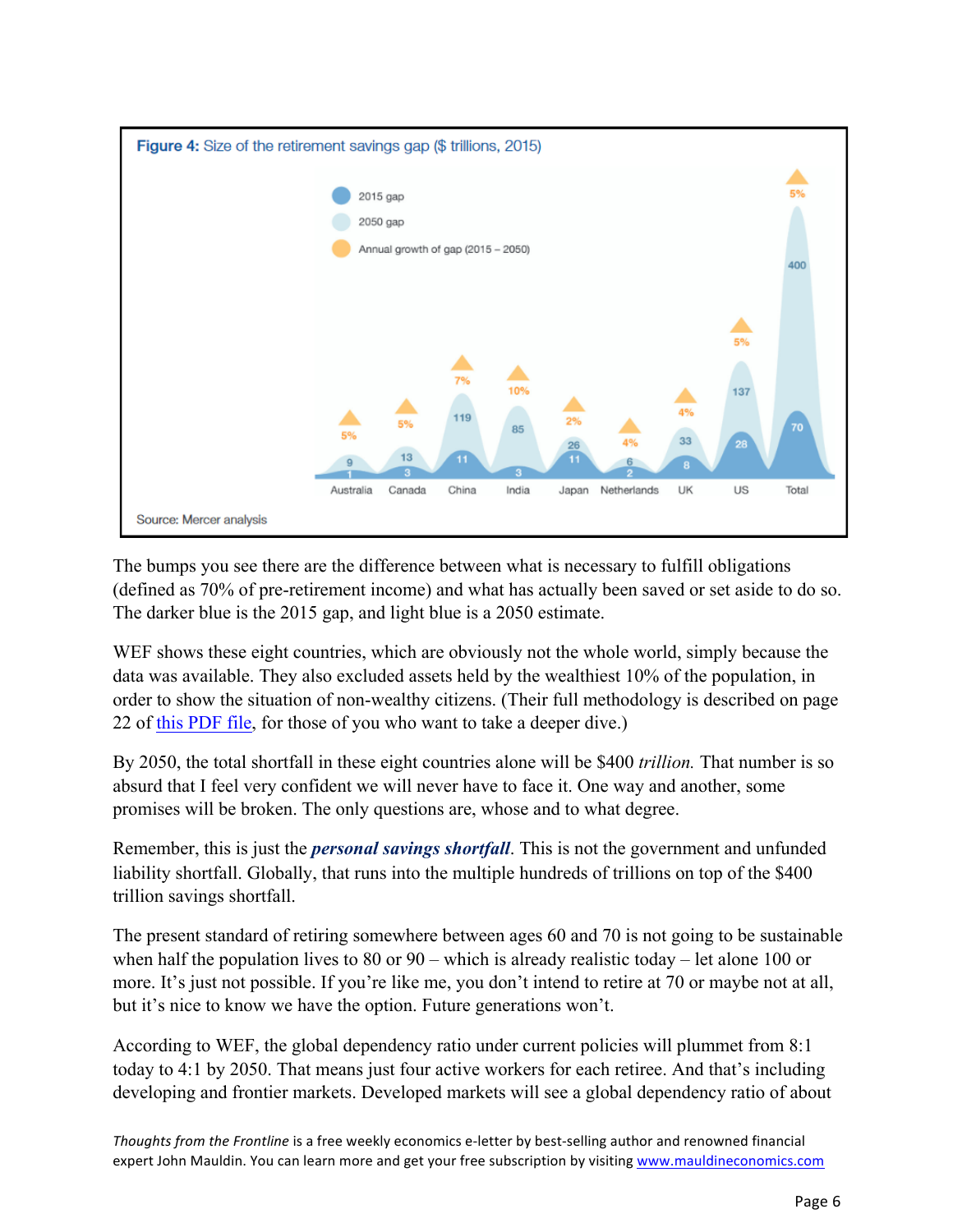**Figure 4:** Size of the retirement savings gap ($ trillions, 2015)

| | Australia | Canada | China | India | Japan | Netherlands | UK | US | Total |
|---|---|---|---|---|---|---|---|---|---|
| 2015 gap | 1 | 3 | 11 | 3 | 11 | 2 | 8 | 28 | 70 |
| 2050 gap | 9 | 13 | 119 | 85 | 26 | 6 | 33 | 137 | 400 |
| Annual growth of gap (2015 – 2050) | 5% | 5% | 7% | 10% | 2% | 4% | 4% | 5% | 5% |

Source: Mercer analysis

The bumps you see there are the difference between what is necessary to fulfill obligations (defined as 70% of pre-retirement income) and what has actually been saved or set aside to do so. The darker blue is the 2015 gap, and light blue is a 2050 estimate.

WEF shows these eight countries, which are obviously not the whole world, simply because the data was available. They also excluded assets held by the wealthiest 10% of the population, in order to show the situation of non-wealthy citizens. (Their full methodology is described on page 22 of this PDF file, for those of you who want to take a deeper dive.)

By 2050, the total shortfall in these eight countries alone will be $400 *trillion.* That number is so absurd that I feel very confident we will never have to face it. One way and another, some promises will be broken. The only questions are, whose and to what degree.

Remember, this is just the ***personal savings shortfall***. This is not the government and unfunded liability shortfall. Globally, that runs into the multiple hundreds of trillions on top of the $400 trillion savings shortfall.

The present standard of retiring somewhere between ages 60 and 70 is not going to be sustainable when half the population lives to 80 or 90 – which is already realistic today – let alone 100 or more. It's just not possible. If you're like me, you don't intend to retire at 70 or maybe not at all, but it's nice to know we have the option. Future generations won't.

According to WEF, the global dependency ratio under current policies will plummet from 8:1 today to 4:1 by 2050. That means just four active workers for each retiree. And that's including developing and frontier markets. Developed markets will see a global dependency ratio of about

*Thoughts from the Frontline* is a free weekly economics e-letter by best-selling author and renowned financial expert John Mauldin. You can learn more and get your free subscription by visiting www.mauldineconomics.com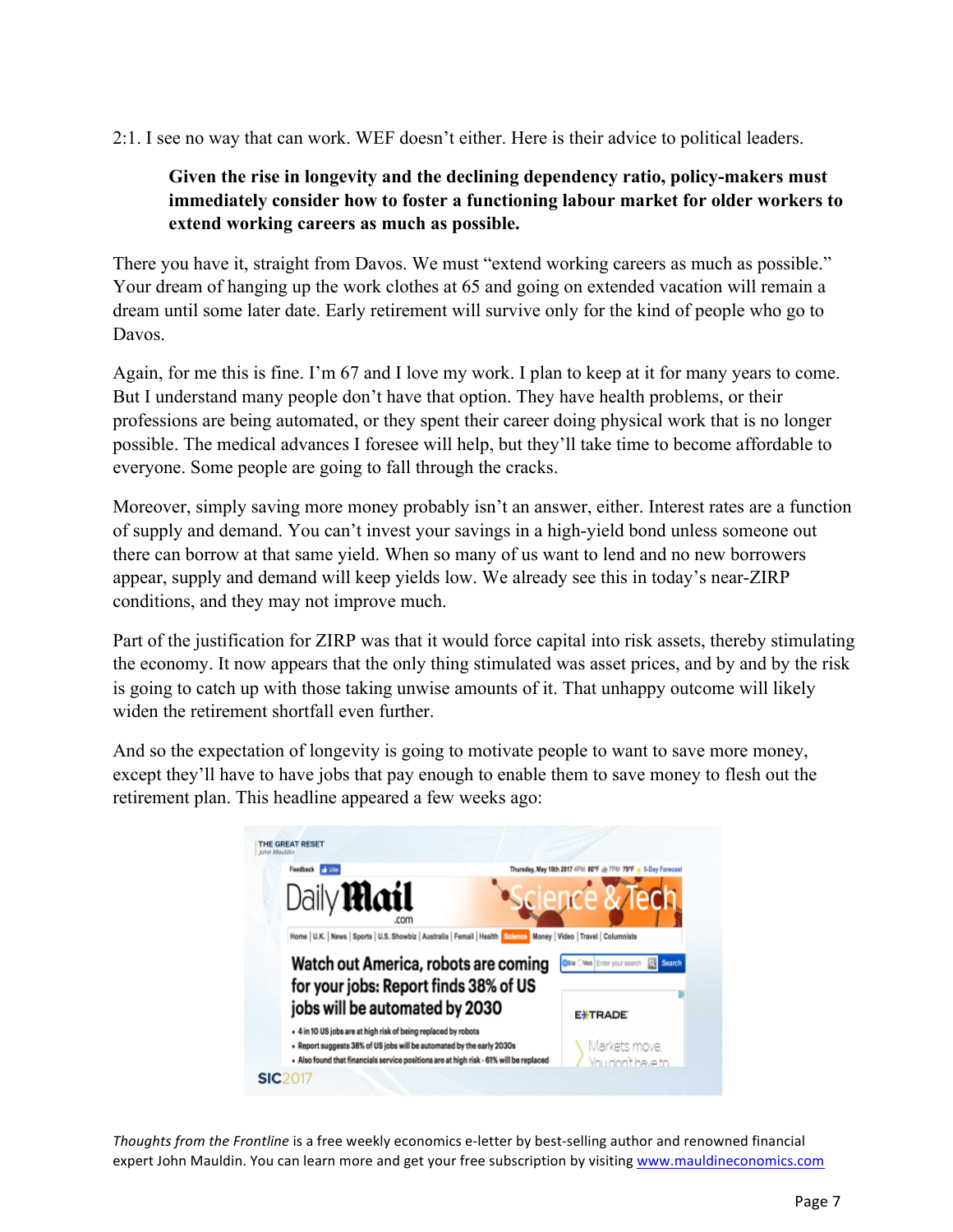2:1. I see no way that can work. WEF doesn't either. Here is their advice to political leaders.

> **Given the rise in longevity and the declining dependency ratio, policy-makers must immediately consider how to foster a functioning labour market for older workers to extend working careers as much as possible.**

There you have it, straight from Davos. We must "extend working careers as much as possible." Your dream of hanging up the work clothes at 65 and going on extended vacation will remain a dream until some later date. Early retirement will survive only for the kind of people who go to Davos.

Again, for me this is fine. I'm 67 and I love my work. I plan to keep at it for many years to come. But I understand many people don't have that option. They have health problems, or their professions are being automated, or they spent their career doing physical work that is no longer possible. The medical advances I foresee will help, but they'll take time to become affordable to everyone. Some people are going to fall through the cracks.

Moreover, simply saving more money probably isn't an answer, either. Interest rates are a function of supply and demand. You can't invest your savings in a high-yield bond unless someone out there can borrow at that same yield. When so many of us want to lend and no new borrowers appear, supply and demand will keep yields low. We already see this in today's near-ZIRP conditions, and they may not improve much.

Part of the justification for ZIRP was that it would force capital into risk assets, thereby stimulating the economy. It now appears that the only thing stimulated was asset prices, and by and by the risk is going to catch up with those taking unwise amounts of it. That unhappy outcome will likely widen the retirement shortfall even further.

And so the expectation of longevity is going to motivate people to want to save more money, except they'll have to have jobs that pay enough to enable them to save money to flesh out the retirement plan. This headline appeared a few weeks ago:

**Watch out America, robots are coming for your jobs: Report finds 38% of US jobs will be automated by 2030**

- 4 in 10 US jobs are at high risk of being replaced by robots
- Report suggests 38% of US jobs will be automated by the early 2030s
- Also found that financials service positions are at high risk - 61% will be replaced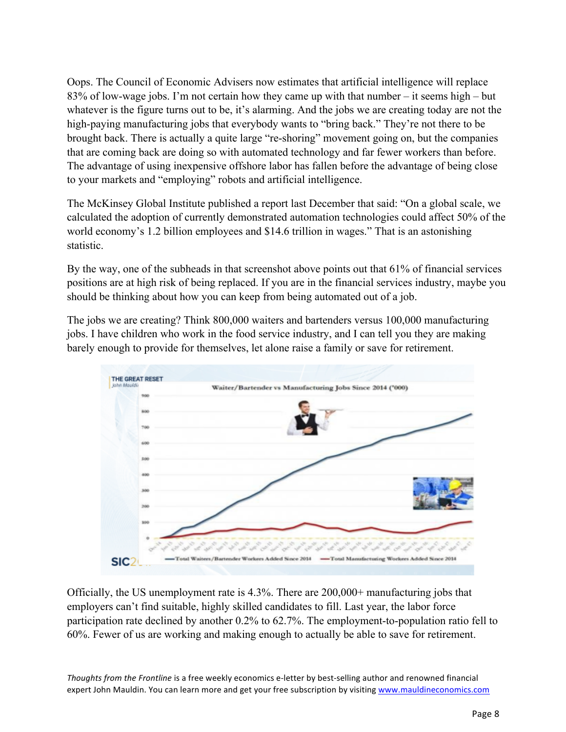Oops. The Council of Economic Advisers now estimates that artificial intelligence will replace 83% of low-wage jobs. I'm not certain how they came up with that number – it seems high – but whatever is the figure turns out to be, it's alarming. And the jobs we are creating today are not the high-paying manufacturing jobs that everybody wants to "bring back." They're not there to be brought back. There is actually a quite large "re-shoring" movement going on, but the companies that are coming back are doing so with automated technology and far fewer workers than before. The advantage of using inexpensive offshore labor has fallen before the advantage of being close to your markets and "employing" robots and artificial intelligence.

The McKinsey Global Institute published a report last December that said: "On a global scale, we calculated the adoption of currently demonstrated automation technologies could affect 50% of the world economy's 1.2 billion employees and $14.6 trillion in wages." That is an astonishing statistic.

By the way, one of the subheads in that screenshot above points out that 61% of financial services positions are at high risk of being replaced. If you are in the financial services industry, maybe you should be thinking about how you can keep from being automated out of a job.

The jobs we are creating? Think 800,000 waiters and bartenders versus 100,000 manufacturing jobs. I have children who work in the food service industry, and I can tell you they are making barely enough to provide for themselves, let alone raise a family or save for retirement.

Officially, the US unemployment rate is 4.3%. There are 200,000+ manufacturing jobs that employers can't find suitable, highly skilled candidates to fill. Last year, the labor force participation rate declined by another 0.2% to 62.7%. The employment-to-population ratio fell to 60%. Fewer of us are working and making enough to actually be able to save for retirement.

*Thoughts from the Frontline* is a free weekly economics e-letter by best-selling author and renowned financial expert John Mauldin. You can learn more and get your free subscription by visiting www.mauldineconomics.com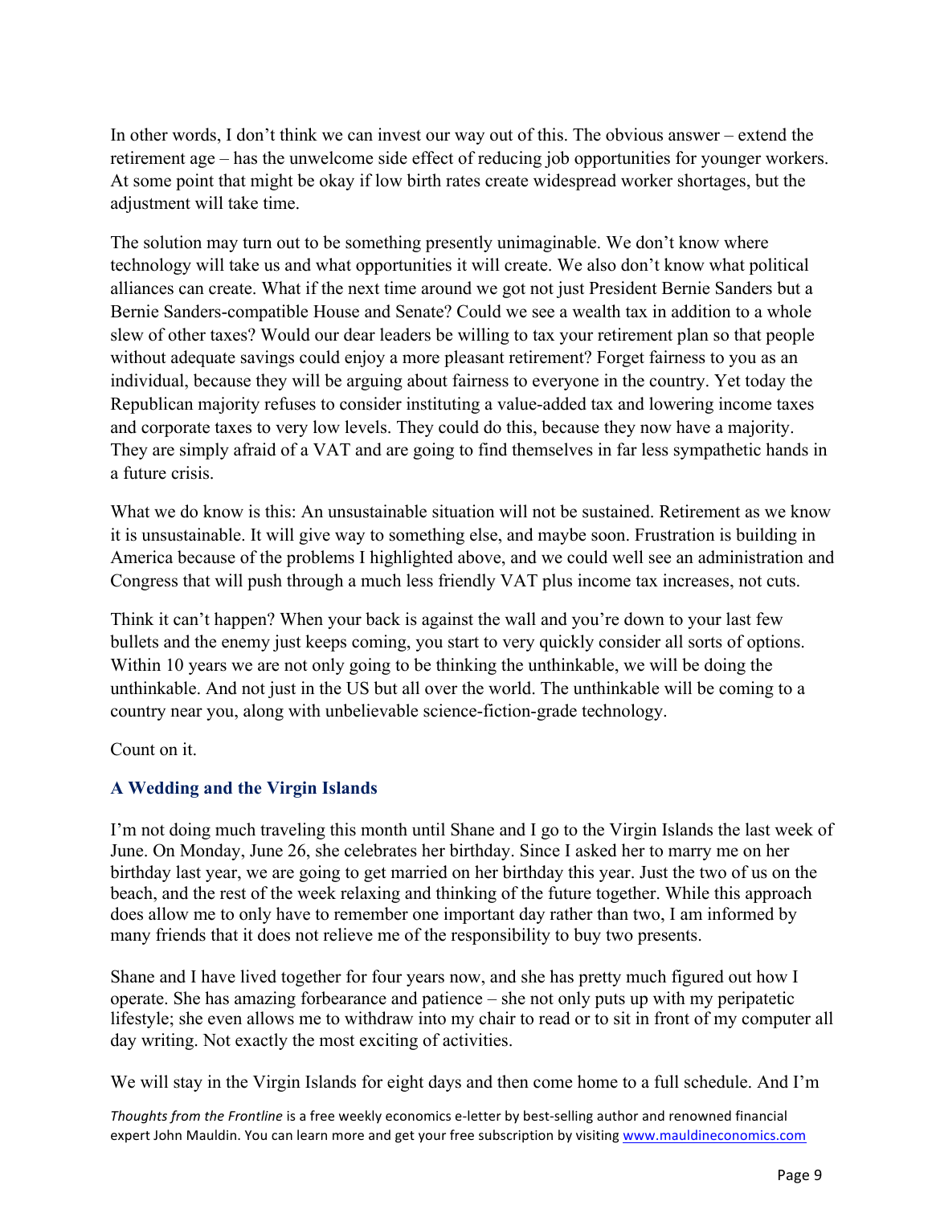In other words, I don't think we can invest our way out of this. The obvious answer – extend the retirement age – has the unwelcome side effect of reducing job opportunities for younger workers. At some point that might be okay if low birth rates create widespread worker shortages, but the adjustment will take time.

The solution may turn out to be something presently unimaginable. We don't know where technology will take us and what opportunities it will create. We also don't know what political alliances can create. What if the next time around we got not just President Bernie Sanders but a Bernie Sanders-compatible House and Senate? Could we see a wealth tax in addition to a whole slew of other taxes? Would our dear leaders be willing to tax your retirement plan so that people without adequate savings could enjoy a more pleasant retirement? Forget fairness to you as an individual, because they will be arguing about fairness to everyone in the country. Yet today the Republican majority refuses to consider instituting a value-added tax and lowering income taxes and corporate taxes to very low levels. They could do this, because they now have a majority. They are simply afraid of a VAT and are going to find themselves in far less sympathetic hands in a future crisis.

What we do know is this: An unsustainable situation will not be sustained. Retirement as we know it is unsustainable. It will give way to something else, and maybe soon. Frustration is building in America because of the problems I highlighted above, and we could well see an administration and Congress that will push through a much less friendly VAT plus income tax increases, not cuts.

Think it can't happen? When your back is against the wall and you're down to your last few bullets and the enemy just keeps coming, you start to very quickly consider all sorts of options. Within 10 years we are not only going to be thinking the unthinkable, we will be doing the unthinkable. And not just in the US but all over the world. The unthinkable will be coming to a country near you, along with unbelievable science-fiction-grade technology.

Count on it.

## A Wedding and the Virgin Islands

I'm not doing much traveling this month until Shane and I go to the Virgin Islands the last week of June. On Monday, June 26, she celebrates her birthday. Since I asked her to marry me on her birthday last year, we are going to get married on her birthday this year. Just the two of us on the beach, and the rest of the week relaxing and thinking of the future together. While this approach does allow me to only have to remember one important day rather than two, I am informed by many friends that it does not relieve me of the responsibility to buy two presents.

Shane and I have lived together for four years now, and she has pretty much figured out how I operate. She has amazing forbearance and patience – she not only puts up with my peripatetic lifestyle; she even allows me to withdraw into my chair to read or to sit in front of my computer all day writing. Not exactly the most exciting of activities.

We will stay in the Virgin Islands for eight days and then come home to a full schedule. And I'm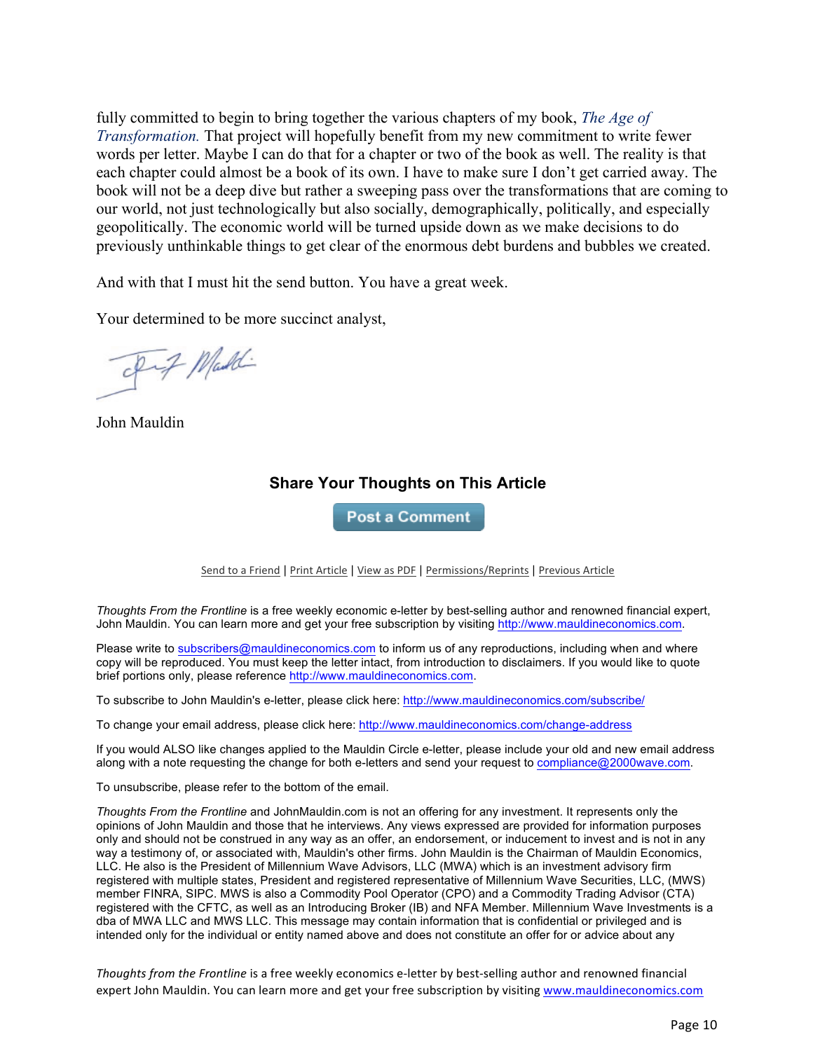fully committed to begin to bring together the various chapters of my book, *The Age of Transformation.* That project will hopefully benefit from my new commitment to write fewer words per letter. Maybe I can do that for a chapter or two of the book as well. The reality is that each chapter could almost be a book of its own. I have to make sure I don't get carried away. The book will not be a deep dive but rather a sweeping pass over the transformations that are coming to our world, not just technologically but also socially, demographically, politically, and especially geopolitically. The economic world will be turned upside down as we make decisions to do previously unthinkable things to get clear of the enormous debt burdens and bubbles we created.

And with that I must hit the send button. You have a great week.

Your determined to be more succinct analyst,

John Mauldin

### Share Your Thoughts on This Article

Post a Comment

Send to a Friend | Print Article | View as PDF | Permissions/Reprints | Previous Article

*Thoughts From the Frontline* is a free weekly economic e-letter by best-selling author and renowned financial expert, John Mauldin. You can learn more and get your free subscription by visiting http://www.mauldineconomics.com.

Please write to subscribers@mauldineconomics.com to inform us of any reproductions, including when and where copy will be reproduced. You must keep the letter intact, from introduction to disclaimers. If you would like to quote brief portions only, please reference http://www.mauldineconomics.com.

To subscribe to John Mauldin's e-letter, please click here: http://www.mauldineconomics.com/subscribe/

To change your email address, please click here: http://www.mauldineconomics.com/change-address

If you would ALSO like changes applied to the Mauldin Circle e-letter, please include your old and new email address along with a note requesting the change for both e-letters and send your request to compliance@2000wave.com.

To unsubscribe, please refer to the bottom of the email.

*Thoughts From the Frontline* and JohnMauldin.com is not an offering for any investment. It represents only the opinions of John Mauldin and those that he interviews. Any views expressed are provided for information purposes only and should not be construed in any way as an offer, an endorsement, or inducement to invest and is not in any way a testimony of, or associated with, Mauldin's other firms. John Mauldin is the Chairman of Mauldin Economics, LLC. He also is the President of Millennium Wave Advisors, LLC (MWA) which is an investment advisory firm registered with multiple states, President and registered representative of Millennium Wave Securities, LLC, (MWS) member FINRA, SIPC. MWS is also a Commodity Pool Operator (CPO) and a Commodity Trading Advisor (CTA) registered with the CFTC, as well as an Introducing Broker (IB) and NFA Member. Millennium Wave Investments is a dba of MWA LLC and MWS LLC. This message may contain information that is confidential or privileged and is intended only for the individual or entity named above and does not constitute an offer for or advice about any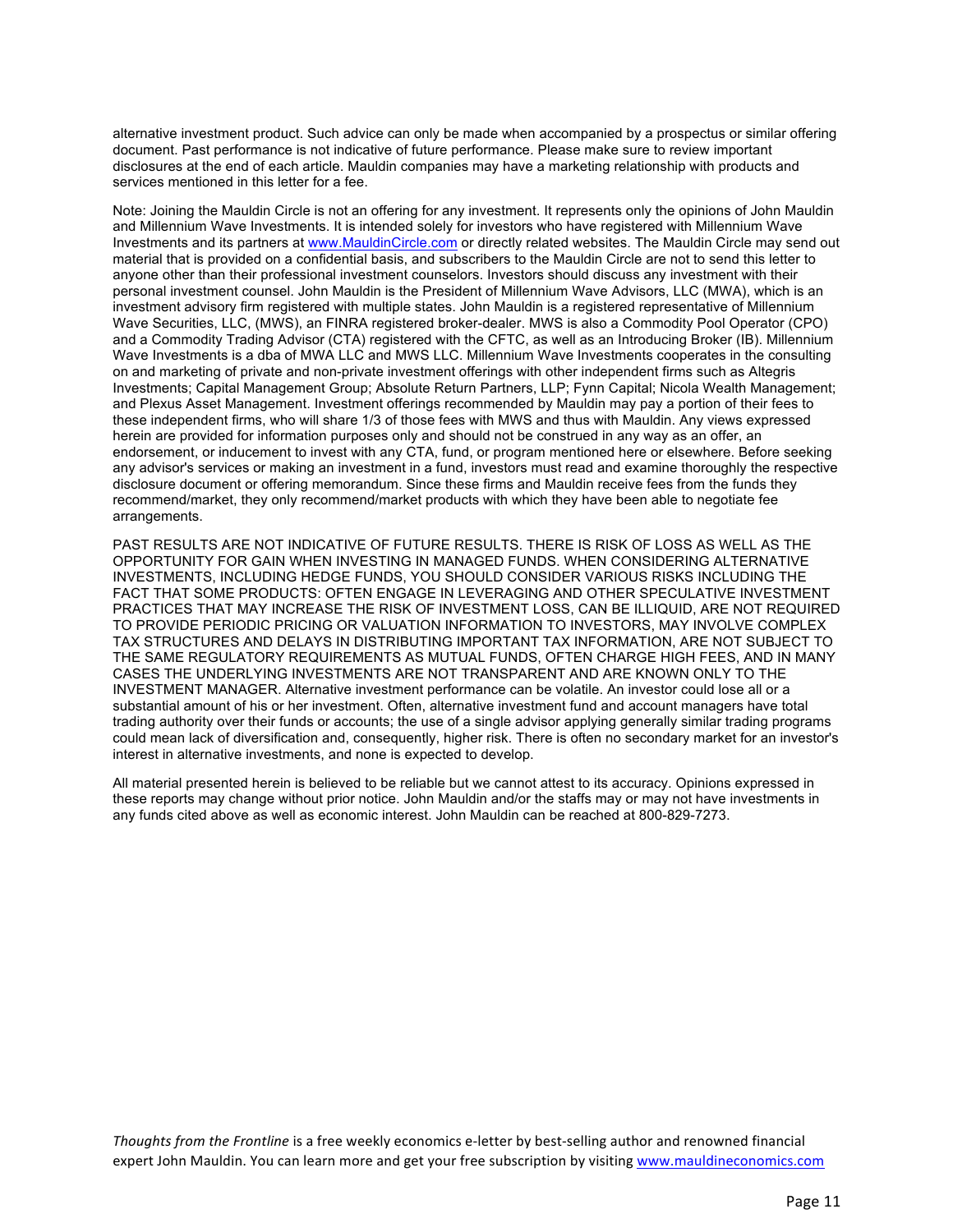alternative investment product. Such advice can only be made when accompanied by a prospectus or similar offering document. Past performance is not indicative of future performance. Please make sure to review important disclosures at the end of each article. Mauldin companies may have a marketing relationship with products and services mentioned in this letter for a fee.

Note: Joining the Mauldin Circle is not an offering for any investment. It represents only the opinions of John Mauldin and Millennium Wave Investments. It is intended solely for investors who have registered with Millennium Wave Investments and its partners at www.MauldinCircle.com or directly related websites. The Mauldin Circle may send out material that is provided on a confidential basis, and subscribers to the Mauldin Circle are not to send this letter to anyone other than their professional investment counselors. Investors should discuss any investment with their personal investment counsel. John Mauldin is the President of Millennium Wave Advisors, LLC (MWA), which is an investment advisory firm registered with multiple states. John Mauldin is a registered representative of Millennium Wave Securities, LLC, (MWS), an FINRA registered broker-dealer. MWS is also a Commodity Pool Operator (CPO) and a Commodity Trading Advisor (CTA) registered with the CFTC, as well as an Introducing Broker (IB). Millennium Wave Investments is a dba of MWA LLC and MWS LLC. Millennium Wave Investments cooperates in the consulting on and marketing of private and non-private investment offerings with other independent firms such as Altegris Investments; Capital Management Group; Absolute Return Partners, LLP; Fynn Capital; Nicola Wealth Management; and Plexus Asset Management. Investment offerings recommended by Mauldin may pay a portion of their fees to these independent firms, who will share 1/3 of those fees with MWS and thus with Mauldin. Any views expressed herein are provided for information purposes only and should not be construed in any way as an offer, an endorsement, or inducement to invest with any CTA, fund, or program mentioned here or elsewhere. Before seeking any advisor's services or making an investment in a fund, investors must read and examine thoroughly the respective disclosure document or offering memorandum. Since these firms and Mauldin receive fees from the funds they recommend/market, they only recommend/market products with which they have been able to negotiate fee arrangements.

PAST RESULTS ARE NOT INDICATIVE OF FUTURE RESULTS. THERE IS RISK OF LOSS AS WELL AS THE OPPORTUNITY FOR GAIN WHEN INVESTING IN MANAGED FUNDS. WHEN CONSIDERING ALTERNATIVE INVESTMENTS, INCLUDING HEDGE FUNDS, YOU SHOULD CONSIDER VARIOUS RISKS INCLUDING THE FACT THAT SOME PRODUCTS: OFTEN ENGAGE IN LEVERAGING AND OTHER SPECULATIVE INVESTMENT PRACTICES THAT MAY INCREASE THE RISK OF INVESTMENT LOSS, CAN BE ILLIQUID, ARE NOT REQUIRED TO PROVIDE PERIODIC PRICING OR VALUATION INFORMATION TO INVESTORS, MAY INVOLVE COMPLEX TAX STRUCTURES AND DELAYS IN DISTRIBUTING IMPORTANT TAX INFORMATION, ARE NOT SUBJECT TO THE SAME REGULATORY REQUIREMENTS AS MUTUAL FUNDS, OFTEN CHARGE HIGH FEES, AND IN MANY CASES THE UNDERLYING INVESTMENTS ARE NOT TRANSPARENT AND ARE KNOWN ONLY TO THE INVESTMENT MANAGER. Alternative investment performance can be volatile. An investor could lose all or a substantial amount of his or her investment. Often, alternative investment fund and account managers have total trading authority over their funds or accounts; the use of a single advisor applying generally similar trading programs could mean lack of diversification and, consequently, higher risk. There is often no secondary market for an investor's interest in alternative investments, and none is expected to develop.

All material presented herein is believed to be reliable but we cannot attest to its accuracy. Opinions expressed in these reports may change without prior notice. John Mauldin and/or the staffs may or may not have investments in any funds cited above as well as economic interest. John Mauldin can be reached at 800-829-7273.